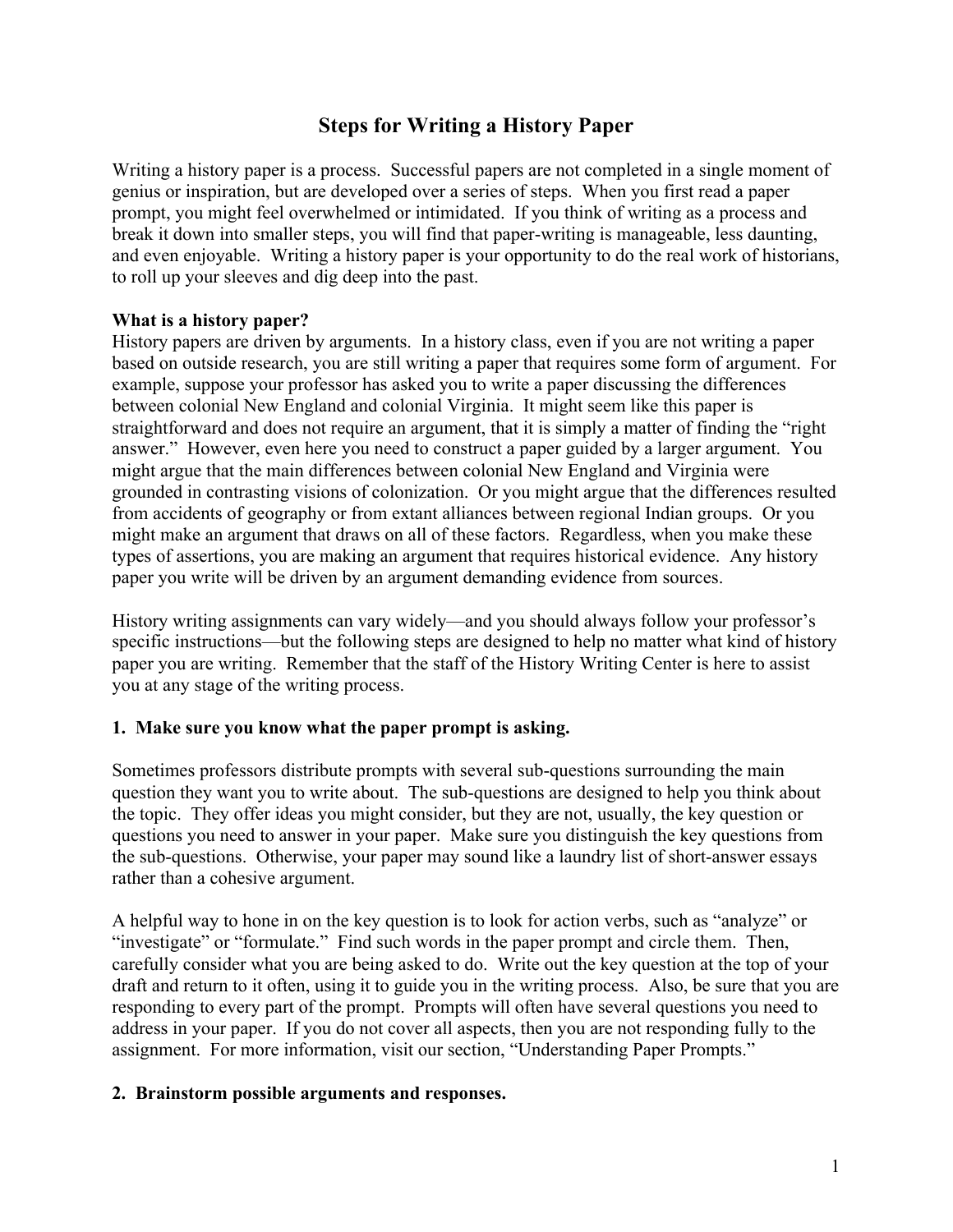# Steps for Writing a History Paper

Writing a history paper is a process. Successful papers are not completed in a single moment of genius or inspiration, but are developed over a series of steps. When you first read a paper prompt, you might feel overwhelmed or intimidated. If you think of writing as a process and break it down into smaller steps, you will find that paper-writing is manageable, less daunting, and even enjoyable. Writing a history paper is your opportunity to do the real work of historians, to roll up your sleeves and dig deep into the past.

**What is a history paper?**

History papers are driven by arguments. In a history class, even if you are not writing a paper based on outside research, you are still writing a paper that requires some form of argument. For example, suppose your professor has asked you to write a paper discussing the differences between colonial New England and colonial Virginia. It might seem like this paper is straightforward and does not require an argument, that it is simply a matter of finding the "right answer." However, even here you need to construct a paper guided by a larger argument. You might argue that the main differences between colonial New England and Virginia were grounded in contrasting visions of colonization. Or you might argue that the differences resulted from accidents of geography or from extant alliances between regional Indian groups. Or you might make an argument that draws on all of these factors. Regardless, when you make these types of assertions, you are making an argument that requires historical evidence. Any history paper you write will be driven by an argument demanding evidence from sources.

History writing assignments can vary widely—and you should always follow your professor's specific instructions—but the following steps are designed to help no matter what kind of history paper you are writing. Remember that the staff of the History Writing Center is here to assist you at any stage of the writing process.

**1. Make sure you know what the paper prompt is asking.**

Sometimes professors distribute prompts with several sub-questions surrounding the main question they want you to write about. The sub-questions are designed to help you think about the topic. They offer ideas you might consider, but they are not, usually, the key question or questions you need to answer in your paper. Make sure you distinguish the key questions from the sub-questions. Otherwise, your paper may sound like a laundry list of short-answer essays rather than a cohesive argument.

A helpful way to hone in on the key question is to look for action verbs, such as "analyze" or "investigate" or "formulate." Find such words in the paper prompt and circle them. Then, carefully consider what you are being asked to do. Write out the key question at the top of your draft and return to it often, using it to guide you in the writing process. Also, be sure that you are responding to every part of the prompt. Prompts will often have several questions you need to address in your paper. If you do not cover all aspects, then you are not responding fully to the assignment. For more information, visit our section, "Understanding Paper Prompts."

**2. Brainstorm possible arguments and responses.**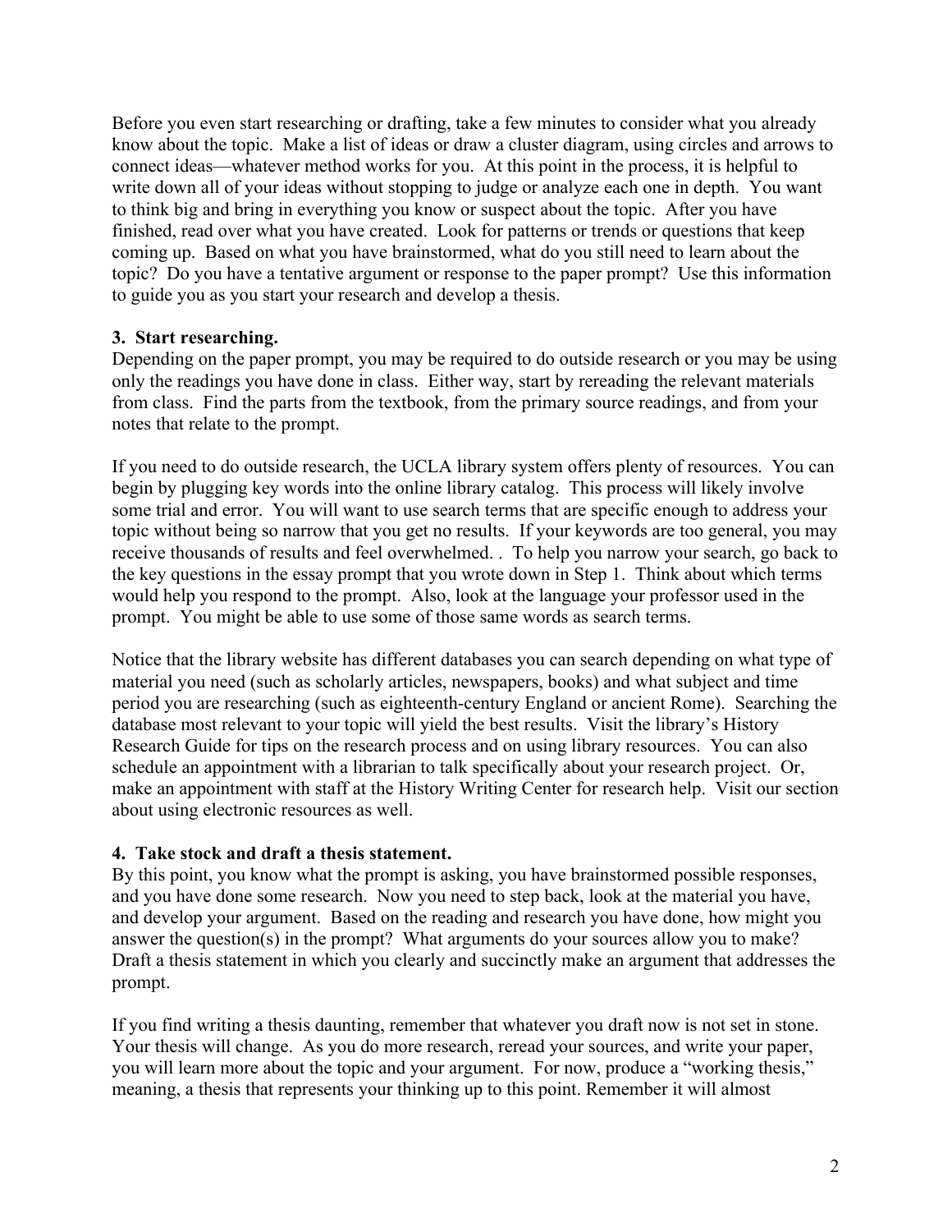Before you even start researching or drafting, take a few minutes to consider what you already know about the topic. Make a list of ideas or draw a cluster diagram, using circles and arrows to connect ideas—whatever method works for you. At this point in the process, it is helpful to write down all of your ideas without stopping to judge or analyze each one in depth. You want to think big and bring in everything you know or suspect about the topic. After you have finished, read over what you have created. Look for patterns or trends or questions that keep coming up. Based on what you have brainstormed, what do you still need to learn about the topic? Do you have a tentative argument or response to the paper prompt? Use this information to guide you as you start your research and develop a thesis.

**3. Start researching.**

Depending on the paper prompt, you may be required to do outside research or you may be using only the readings you have done in class. Either way, start by rereading the relevant materials from class. Find the parts from the textbook, from the primary source readings, and from your notes that relate to the prompt.

If you need to do outside research, the UCLA library system offers plenty of resources. You can begin by plugging key words into the online library catalog. This process will likely involve some trial and error. You will want to use search terms that are specific enough to address your topic without being so narrow that you get no results. If your keywords are too general, you may receive thousands of results and feel overwhelmed. . To help you narrow your search, go back to the key questions in the essay prompt that you wrote down in Step 1. Think about which terms would help you respond to the prompt. Also, look at the language your professor used in the prompt. You might be able to use some of those same words as search terms.

Notice that the library website has different databases you can search depending on what type of material you need (such as scholarly articles, newspapers, books) and what subject and time period you are researching (such as eighteenth-century England or ancient Rome). Searching the database most relevant to your topic will yield the best results. Visit the library's History Research Guide for tips on the research process and on using library resources. You can also schedule an appointment with a librarian to talk specifically about your research project. Or, make an appointment with staff at the History Writing Center for research help. Visit our section about using electronic resources as well.

**4. Take stock and draft a thesis statement.**

By this point, you know what the prompt is asking, you have brainstormed possible responses, and you have done some research. Now you need to step back, look at the material you have, and develop your argument. Based on the reading and research you have done, how might you answer the question(s) in the prompt? What arguments do your sources allow you to make? Draft a thesis statement in which you clearly and succinctly make an argument that addresses the prompt.

If you find writing a thesis daunting, remember that whatever you draft now is not set in stone. Your thesis will change. As you do more research, reread your sources, and write your paper, you will learn more about the topic and your argument. For now, produce a "working thesis," meaning, a thesis that represents your thinking up to this point. Remember it will almost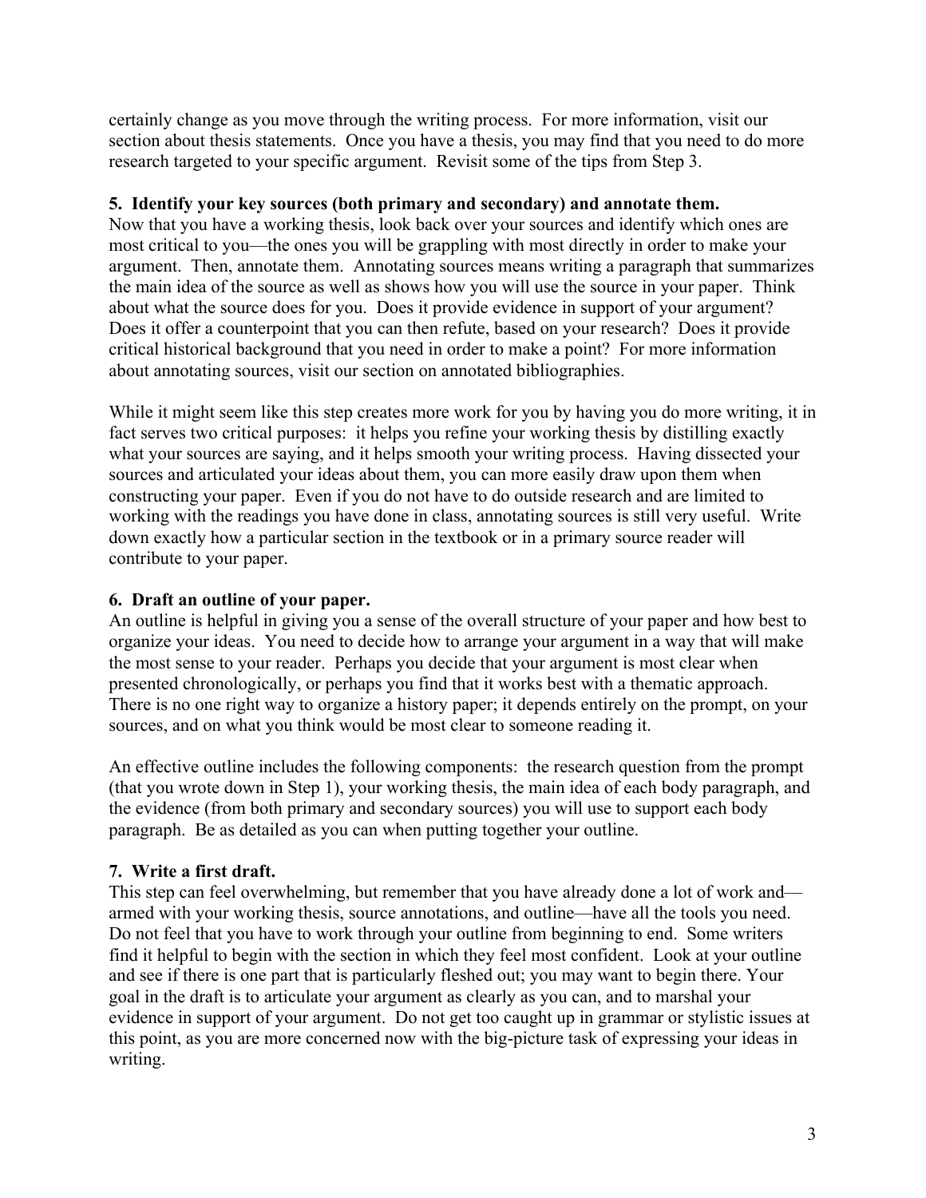certainly change as you move through the writing process. For more information, visit our section about thesis statements. Once you have a thesis, you may find that you need to do more research targeted to your specific argument. Revisit some of the tips from Step 3.

**5. Identify your key sources (both primary and secondary) and annotate them.**

Now that you have a working thesis, look back over your sources and identify which ones are most critical to you—the ones you will be grappling with most directly in order to make your argument. Then, annotate them. Annotating sources means writing a paragraph that summarizes the main idea of the source as well as shows how you will use the source in your paper. Think about what the source does for you. Does it provide evidence in support of your argument? Does it offer a counterpoint that you can then refute, based on your research? Does it provide critical historical background that you need in order to make a point? For more information about annotating sources, visit our section on annotated bibliographies.

While it might seem like this step creates more work for you by having you do more writing, it in fact serves two critical purposes: it helps you refine your working thesis by distilling exactly what your sources are saying, and it helps smooth your writing process. Having dissected your sources and articulated your ideas about them, you can more easily draw upon them when constructing your paper. Even if you do not have to do outside research and are limited to working with the readings you have done in class, annotating sources is still very useful. Write down exactly how a particular section in the textbook or in a primary source reader will contribute to your paper.

**6. Draft an outline of your paper.**

An outline is helpful in giving you a sense of the overall structure of your paper and how best to organize your ideas. You need to decide how to arrange your argument in a way that will make the most sense to your reader. Perhaps you decide that your argument is most clear when presented chronologically, or perhaps you find that it works best with a thematic approach. There is no one right way to organize a history paper; it depends entirely on the prompt, on your sources, and on what you think would be most clear to someone reading it.

An effective outline includes the following components: the research question from the prompt (that you wrote down in Step 1), your working thesis, the main idea of each body paragraph, and the evidence (from both primary and secondary sources) you will use to support each body paragraph. Be as detailed as you can when putting together your outline.

**7. Write a first draft.**

This step can feel overwhelming, but remember that you have already done a lot of work and—armed with your working thesis, source annotations, and outline—have all the tools you need. Do not feel that you have to work through your outline from beginning to end. Some writers find it helpful to begin with the section in which they feel most confident. Look at your outline and see if there is one part that is particularly fleshed out; you may want to begin there. Your goal in the draft is to articulate your argument as clearly as you can, and to marshal your evidence in support of your argument. Do not get too caught up in grammar or stylistic issues at this point, as you are more concerned now with the big-picture task of expressing your ideas in writing.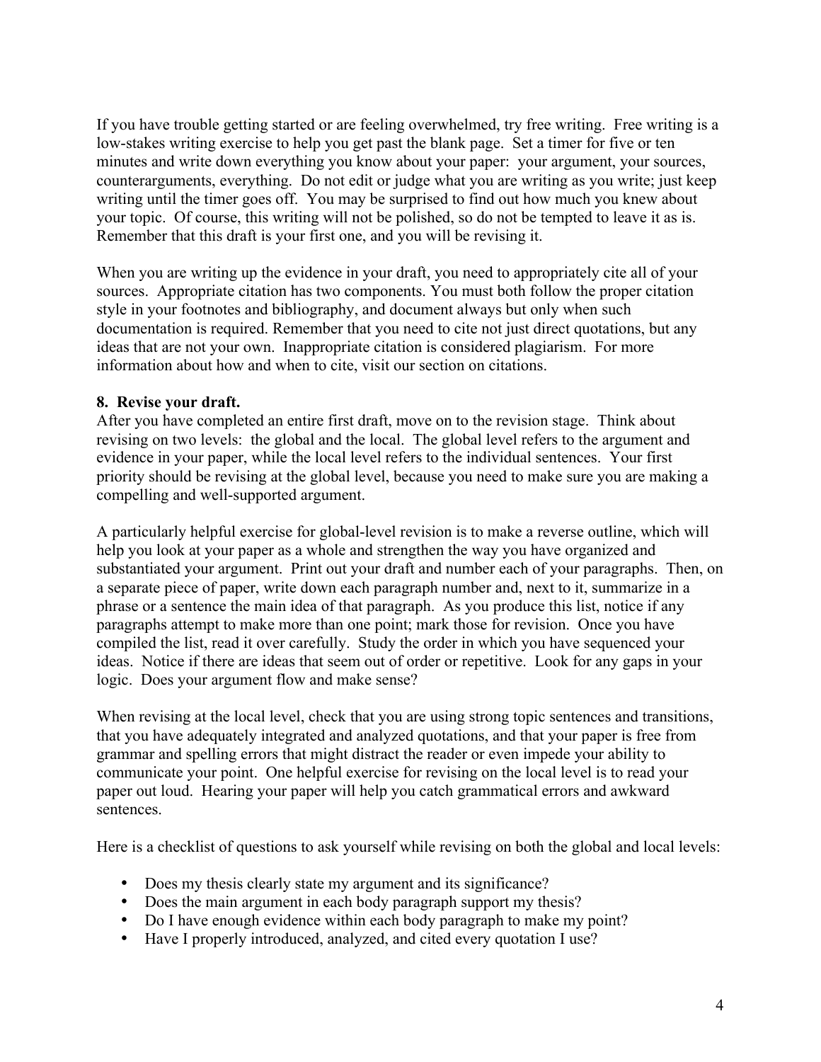If you have trouble getting started or are feeling overwhelmed, try free writing. Free writing is a low-stakes writing exercise to help you get past the blank page. Set a timer for five or ten minutes and write down everything you know about your paper: your argument, your sources, counterarguments, everything. Do not edit or judge what you are writing as you write; just keep writing until the timer goes off. You may be surprised to find out how much you knew about your topic. Of course, this writing will not be polished, so do not be tempted to leave it as is. Remember that this draft is your first one, and you will be revising it.

When you are writing up the evidence in your draft, you need to appropriately cite all of your sources. Appropriate citation has two components. You must both follow the proper citation style in your footnotes and bibliography, and document always but only when such documentation is required. Remember that you need to cite not just direct quotations, but any ideas that are not your own. Inappropriate citation is considered plagiarism. For more information about how and when to cite, visit our section on citations.

**8. Revise your draft.**

After you have completed an entire first draft, move on to the revision stage. Think about revising on two levels: the global and the local. The global level refers to the argument and evidence in your paper, while the local level refers to the individual sentences. Your first priority should be revising at the global level, because you need to make sure you are making a compelling and well-supported argument.

A particularly helpful exercise for global-level revision is to make a reverse outline, which will help you look at your paper as a whole and strengthen the way you have organized and substantiated your argument. Print out your draft and number each of your paragraphs. Then, on a separate piece of paper, write down each paragraph number and, next to it, summarize in a phrase or a sentence the main idea of that paragraph. As you produce this list, notice if any paragraphs attempt to make more than one point; mark those for revision. Once you have compiled the list, read it over carefully. Study the order in which you have sequenced your ideas. Notice if there are ideas that seem out of order or repetitive. Look for any gaps in your logic. Does your argument flow and make sense?

When revising at the local level, check that you are using strong topic sentences and transitions, that you have adequately integrated and analyzed quotations, and that your paper is free from grammar and spelling errors that might distract the reader or even impede your ability to communicate your point. One helpful exercise for revising on the local level is to read your paper out loud. Hearing your paper will help you catch grammatical errors and awkward sentences.

Here is a checklist of questions to ask yourself while revising on both the global and local levels:

- Does my thesis clearly state my argument and its significance?
- Does the main argument in each body paragraph support my thesis?
- Do I have enough evidence within each body paragraph to make my point?
- Have I properly introduced, analyzed, and cited every quotation I use?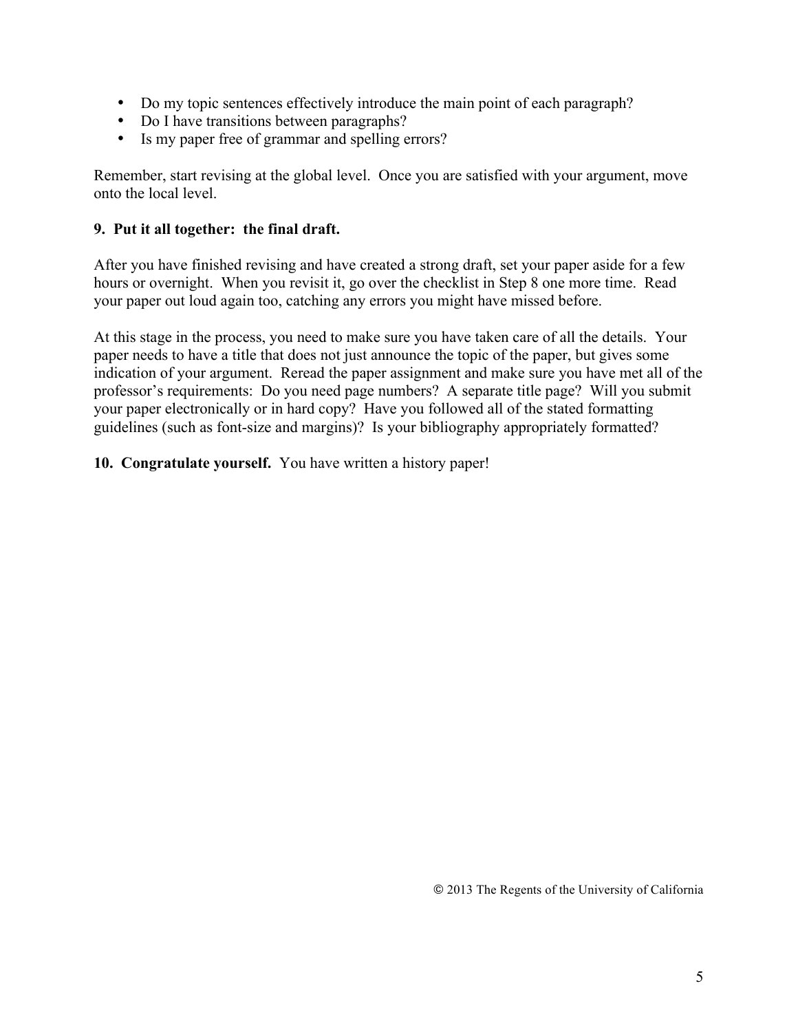- Do my topic sentences effectively introduce the main point of each paragraph?
- Do I have transitions between paragraphs?
- Is my paper free of grammar and spelling errors?

Remember, start revising at the global level. Once you are satisfied with your argument, move onto the local level.

**9. Put it all together: the final draft.**

After you have finished revising and have created a strong draft, set your paper aside for a few hours or overnight. When you revisit it, go over the checklist in Step 8 one more time. Read your paper out loud again too, catching any errors you might have missed before.

At this stage in the process, you need to make sure you have taken care of all the details. Your paper needs to have a title that does not just announce the topic of the paper, but gives some indication of your argument. Reread the paper assignment and make sure you have met all of the professor's requirements: Do you need page numbers? A separate title page? Will you submit your paper electronically or in hard copy? Have you followed all of the stated formatting guidelines (such as font-size and margins)? Is your bibliography appropriately formatted?

**10. Congratulate yourself.** You have written a history paper!

© 2013 The Regents of the University of California